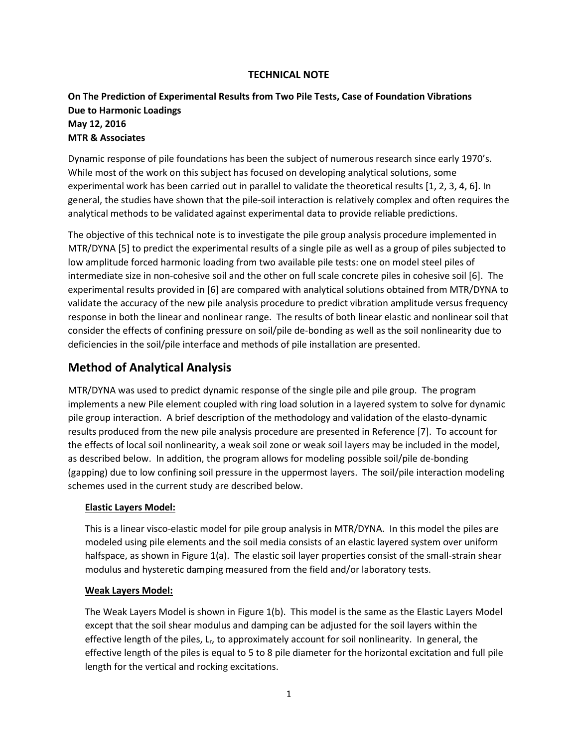**TECHNICAL NOTE**

**On The Prediction of Experimental Results from Two Pile Tests, Case of Foundation Vibrations Due to Harmonic Loadings**
**May 12, 2016**
**MTR & Associates**

Dynamic response of pile foundations has been the subject of numerous research since early 1970's. While most of the work on this subject has focused on developing analytical solutions, some experimental work has been carried out in parallel to validate the theoretical results [1, 2, 3, 4, 6]. In general, the studies have shown that the pile-soil interaction is relatively complex and often requires the analytical methods to be validated against experimental data to provide reliable predictions.

The objective of this technical note is to investigate the pile group analysis procedure implemented in MTR/DYNA [5] to predict the experimental results of a single pile as well as a group of piles subjected to low amplitude forced harmonic loading from two available pile tests: one on model steel piles of intermediate size in non-cohesive soil and the other on full scale concrete piles in cohesive soil [6]. The experimental results provided in [6] are compared with analytical solutions obtained from MTR/DYNA to validate the accuracy of the new pile analysis procedure to predict vibration amplitude versus frequency response in both the linear and nonlinear range. The results of both linear elastic and nonlinear soil that consider the effects of confining pressure on soil/pile de-bonding as well as the soil nonlinearity due to deficiencies in the soil/pile interface and methods of pile installation are presented.

## Method of Analytical Analysis

MTR/DYNA was used to predict dynamic response of the single pile and pile group. The program implements a new Pile element coupled with ring load solution in a layered system to solve for dynamic pile group interaction. A brief description of the methodology and validation of the elasto-dynamic results produced from the new pile analysis procedure are presented in Reference [7]. To account for the effects of local soil nonlinearity, a weak soil zone or weak soil layers may be included in the model, as described below. In addition, the program allows for modeling possible soil/pile de-bonding (gapping) due to low confining soil pressure in the uppermost layers. The soil/pile interaction modeling schemes used in the current study are described below.

**Elastic Layers Model:**

This is a linear visco-elastic model for pile group analysis in MTR/DYNA. In this model the piles are modeled using pile elements and the soil media consists of an elastic layered system over uniform halfspace, as shown in Figure 1(a). The elastic soil layer properties consist of the small-strain shear modulus and hysteretic damping measured from the field and/or laboratory tests.

**Weak Layers Model:**

The Weak Layers Model is shown in Figure 1(b). This model is the same as the Elastic Layers Model except that the soil shear modulus and damping can be adjusted for the soil layers within the effective length of the piles, $L_r$, to approximately account for soil nonlinearity. In general, the effective length of the piles is equal to 5 to 8 pile diameter for the horizontal excitation and full pile length for the vertical and rocking excitations.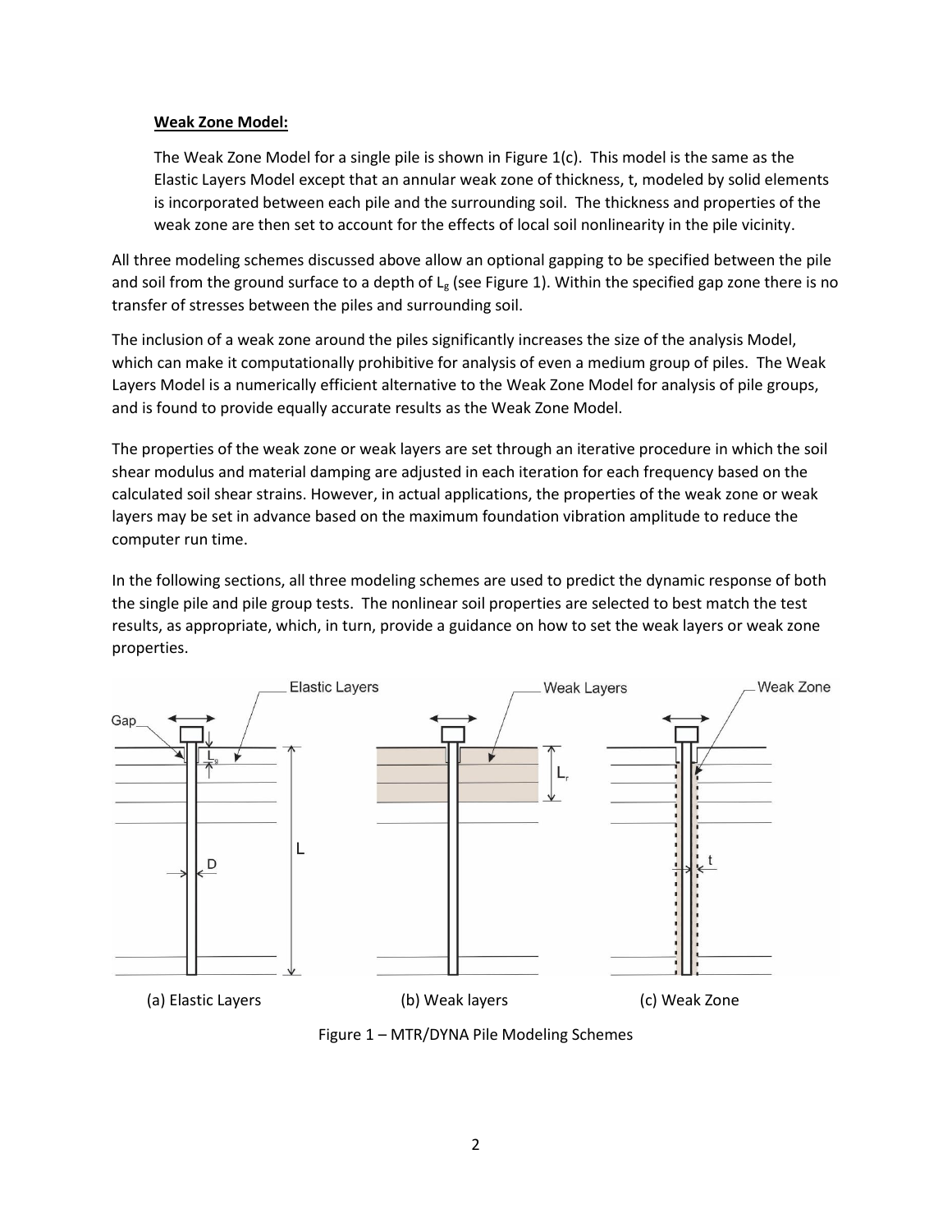**Weak Zone Model:**

The Weak Zone Model for a single pile is shown in Figure 1(c). This model is the same as the Elastic Layers Model except that an annular weak zone of thickness, t, modeled by solid elements is incorporated between each pile and the surrounding soil. The thickness and properties of the weak zone are then set to account for the effects of local soil nonlinearity in the pile vicinity.

All three modeling schemes discussed above allow an optional gapping to be specified between the pile and soil from the ground surface to a depth of $L_g$ (see Figure 1). Within the specified gap zone there is no transfer of stresses between the piles and surrounding soil.

The inclusion of a weak zone around the piles significantly increases the size of the analysis Model, which can make it computationally prohibitive for analysis of even a medium group of piles. The Weak Layers Model is a numerically efficient alternative to the Weak Zone Model for analysis of pile groups, and is found to provide equally accurate results as the Weak Zone Model.

The properties of the weak zone or weak layers are set through an iterative procedure in which the soil shear modulus and material damping are adjusted in each iteration for each frequency based on the calculated soil shear strains. However, in actual applications, the properties of the weak zone or weak layers may be set in advance based on the maximum foundation vibration amplitude to reduce the computer run time.

In the following sections, all three modeling schemes are used to predict the dynamic response of both the single pile and pile group tests. The nonlinear soil properties are selected to best match the test results, as appropriate, which, in turn, provide a guidance on how to set the weak layers or weak zone properties.

(a) Elastic Layers (b) Weak layers (c) Weak Zone

Figure 1 – MTR/DYNA Pile Modeling Schemes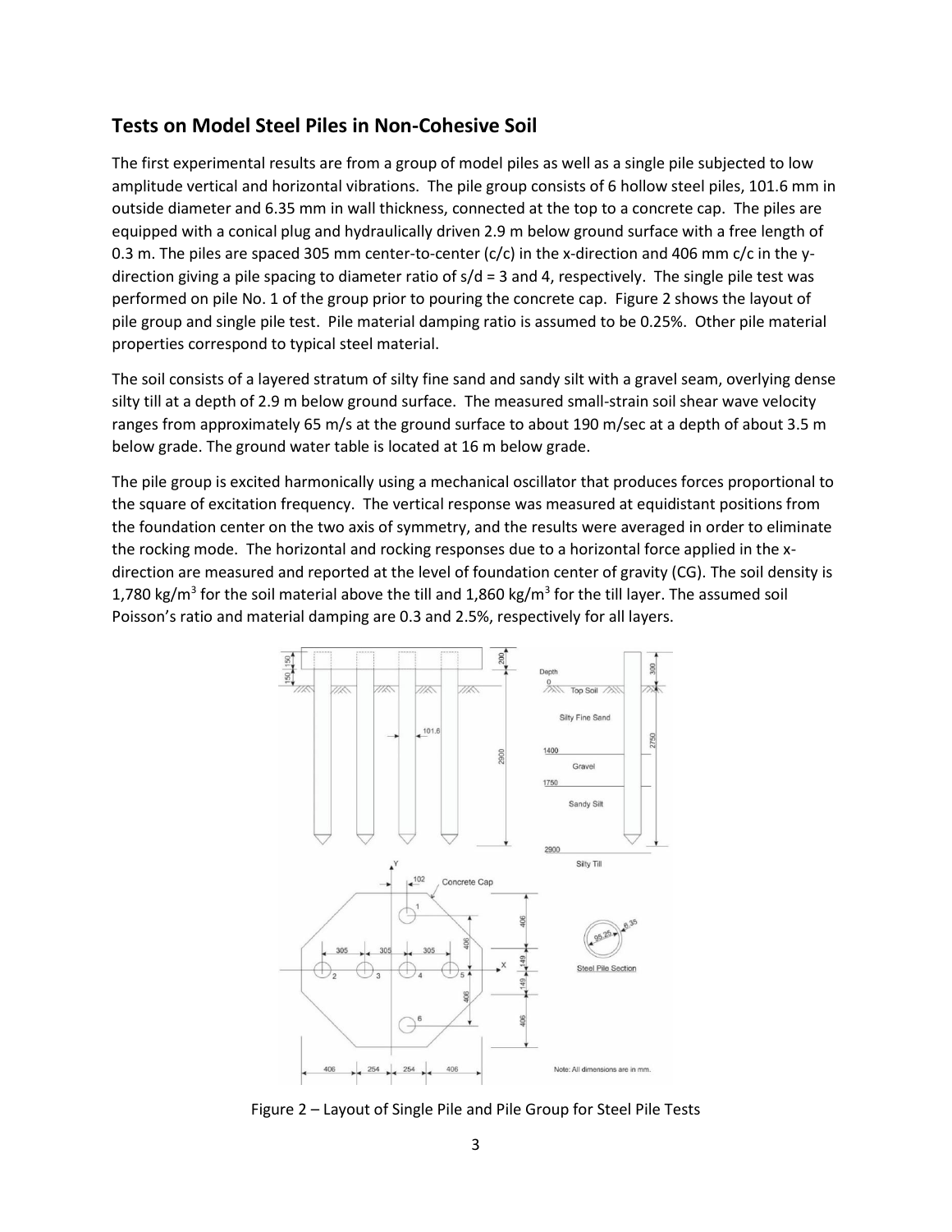## Tests on Model Steel Piles in Non-Cohesive Soil

The first experimental results are from a group of model piles as well as a single pile subjected to low amplitude vertical and horizontal vibrations. The pile group consists of 6 hollow steel piles, 101.6 mm in outside diameter and 6.35 mm in wall thickness, connected at the top to a concrete cap. The piles are equipped with a conical plug and hydraulically driven 2.9 m below ground surface with a free length of 0.3 m. The piles are spaced 305 mm center-to-center (c/c) in the x-direction and 406 mm c/c in the y-direction giving a pile spacing to diameter ratio of s/d = 3 and 4, respectively. The single pile test was performed on pile No. 1 of the group prior to pouring the concrete cap. Figure 2 shows the layout of pile group and single pile test. Pile material damping ratio is assumed to be 0.25%. Other pile material properties correspond to typical steel material.

The soil consists of a layered stratum of silty fine sand and sandy silt with a gravel seam, overlying dense silty till at a depth of 2.9 m below ground surface. The measured small-strain soil shear wave velocity ranges from approximately 65 m/s at the ground surface to about 190 m/sec at a depth of about 3.5 m below grade. The ground water table is located at 16 m below grade.

The pile group is excited harmonically using a mechanical oscillator that produces forces proportional to the square of excitation frequency. The vertical response was measured at equidistant positions from the foundation center on the two axis of symmetry, and the results were averaged in order to eliminate the rocking mode. The horizontal and rocking responses due to a horizontal force applied in the x-direction are measured and reported at the level of foundation center of gravity (CG). The soil density is 1,780 kg/m$^3$ for the soil material above the till and 1,860 kg/m$^3$ for the till layer. The assumed soil Poisson's ratio and material damping are 0.3 and 2.5%, respectively for all layers.

Figure 2 – Layout of Single Pile and Pile Group for Steel Pile Tests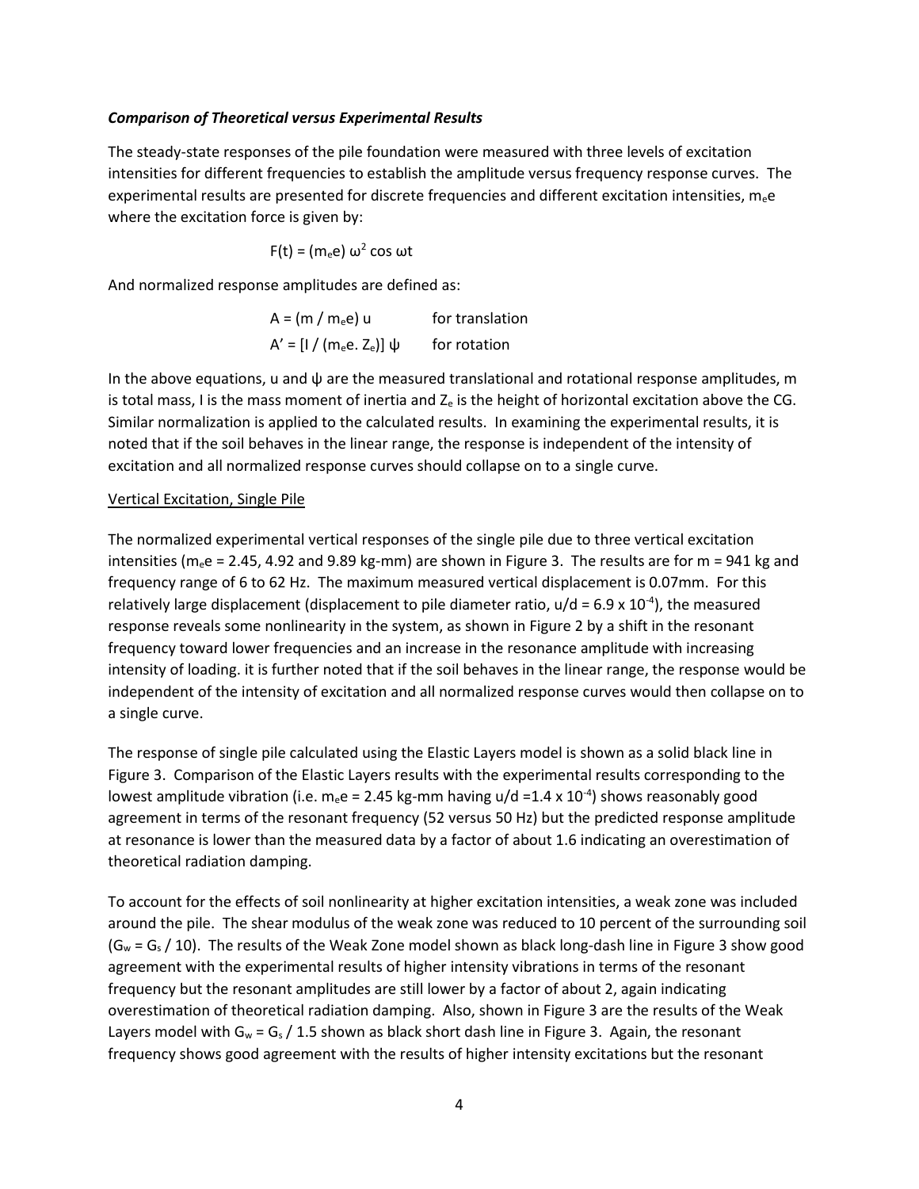### *Comparison of Theoretical versus Experimental Results*

The steady-state responses of the pile foundation were measured with three levels of excitation intensities for different frequencies to establish the amplitude versus frequency response curves. The experimental results are presented for discrete frequencies and different excitation intensities, $m_e e$ where the excitation force is given by:

$$F(t) = (m_e e)\, \omega^2 \cos \omega t$$

And normalized response amplitudes are defined as:

$$A = (m / m_e e)\, u \qquad \text{for translation}$$

$$A' = [I / (m_e e . Z_e)]\, \psi \qquad \text{for rotation}$$

In the above equations, u and ψ are the measured translational and rotational response amplitudes, m is total mass, I is the mass moment of inertia and $Z_e$ is the height of horizontal excitation above the CG. Similar normalization is applied to the calculated results. In examining the experimental results, it is noted that if the soil behaves in the linear range, the response is independent of the intensity of excitation and all normalized response curves should collapse on to a single curve.

Vertical Excitation, Single Pile

The normalized experimental vertical responses of the single pile due to three vertical excitation intensities ($m_e e$ = 2.45, 4.92 and 9.89 kg-mm) are shown in Figure 3. The results are for m = 941 kg and frequency range of 6 to 62 Hz. The maximum measured vertical displacement is 0.07mm. For this relatively large displacement (displacement to pile diameter ratio, $u/d = 6.9 \times 10^{-4}$), the measured response reveals some nonlinearity in the system, as shown in Figure 2 by a shift in the resonant frequency toward lower frequencies and an increase in the resonance amplitude with increasing intensity of loading. it is further noted that if the soil behaves in the linear range, the response would be independent of the intensity of excitation and all normalized response curves would then collapse on to a single curve.

The response of single pile calculated using the Elastic Layers model is shown as a solid black line in Figure 3. Comparison of the Elastic Layers results with the experimental results corresponding to the lowest amplitude vibration (i.e. $m_e e$ = 2.45 kg-mm having $u/d = 1.4 \times 10^{-4}$) shows reasonably good agreement in terms of the resonant frequency (52 versus 50 Hz) but the predicted response amplitude at resonance is lower than the measured data by a factor of about 1.6 indicating an overestimation of theoretical radiation damping.

To account for the effects of soil nonlinearity at higher excitation intensities, a weak zone was included around the pile. The shear modulus of the weak zone was reduced to 10 percent of the surrounding soil ($G_w = G_s / 10$). The results of the Weak Zone model shown as black long-dash line in Figure 3 show good agreement with the experimental results of higher intensity vibrations in terms of the resonant frequency but the resonant amplitudes are still lower by a factor of about 2, again indicating overestimation of theoretical radiation damping. Also, shown in Figure 3 are the results of the Weak Layers model with $G_w = G_s / 1.5$ shown as black short dash line in Figure 3. Again, the resonant frequency shows good agreement with the results of higher intensity excitations but the resonant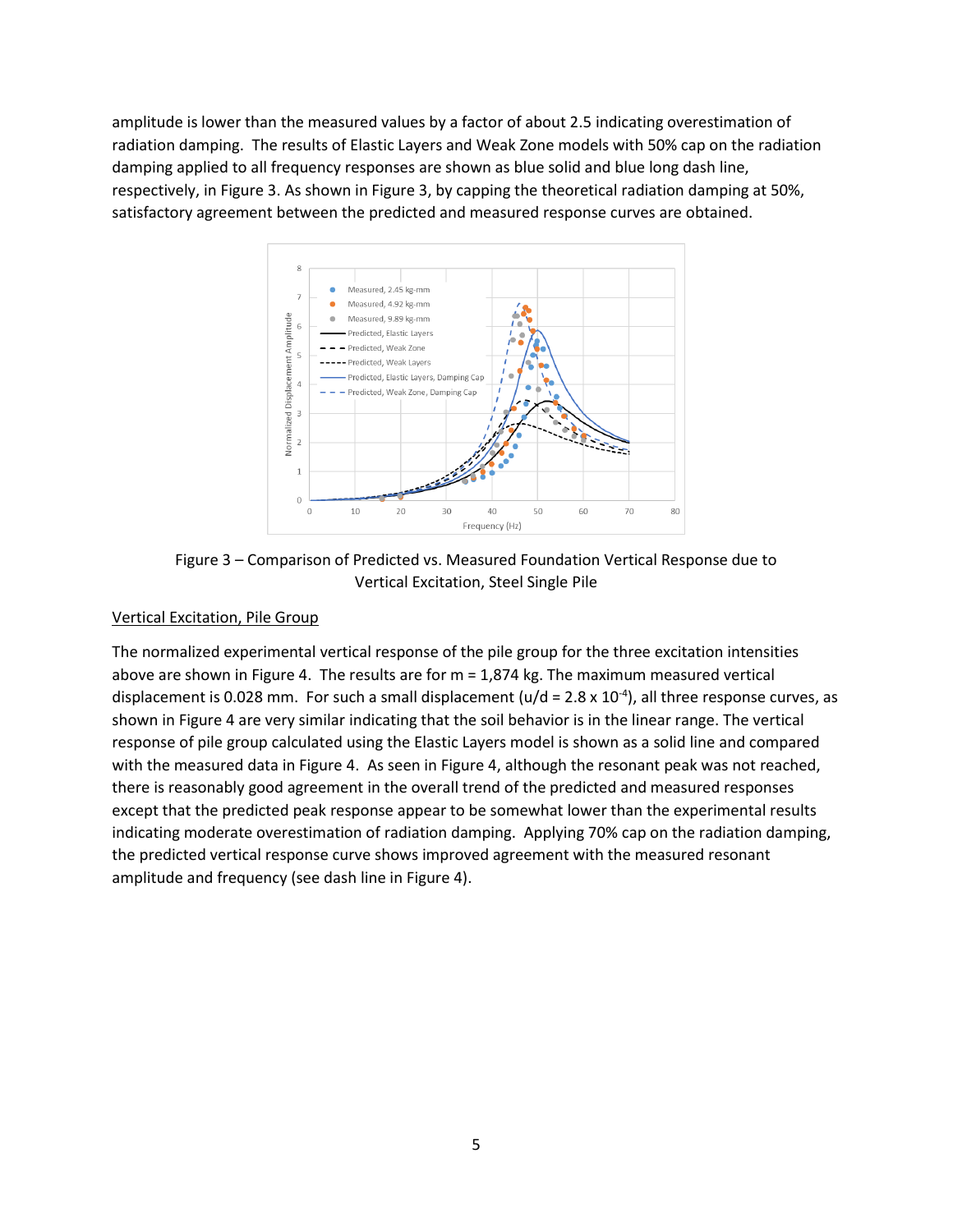amplitude is lower than the measured values by a factor of about 2.5 indicating overestimation of radiation damping. The results of Elastic Layers and Weak Zone models with 50% cap on the radiation damping applied to all frequency responses are shown as blue solid and blue long dash line, respectively, in Figure 3. As shown in Figure 3, by capping the theoretical radiation damping at 50%, satisfactory agreement between the predicted and measured response curves are obtained.

Figure 3 – Comparison of Predicted vs. Measured Foundation Vertical Response due to Vertical Excitation, Steel Single Pile

<u>Vertical Excitation, Pile Group</u>

The normalized experimental vertical response of the pile group for the three excitation intensities above are shown in Figure 4. The results are for m = 1,874 kg. The maximum measured vertical displacement is 0.028 mm. For such a small displacement ($u/d = 2.8 \times 10^{-4}$), all three response curves, as shown in Figure 4 are very similar indicating that the soil behavior is in the linear range. The vertical response of pile group calculated using the Elastic Layers model is shown as a solid line and compared with the measured data in Figure 4. As seen in Figure 4, although the resonant peak was not reached, there is reasonably good agreement in the overall trend of the predicted and measured responses except that the predicted peak response appear to be somewhat lower than the experimental results indicating moderate overestimation of radiation damping. Applying 70% cap on the radiation damping, the predicted vertical response curve shows improved agreement with the measured resonant amplitude and frequency (see dash line in Figure 4).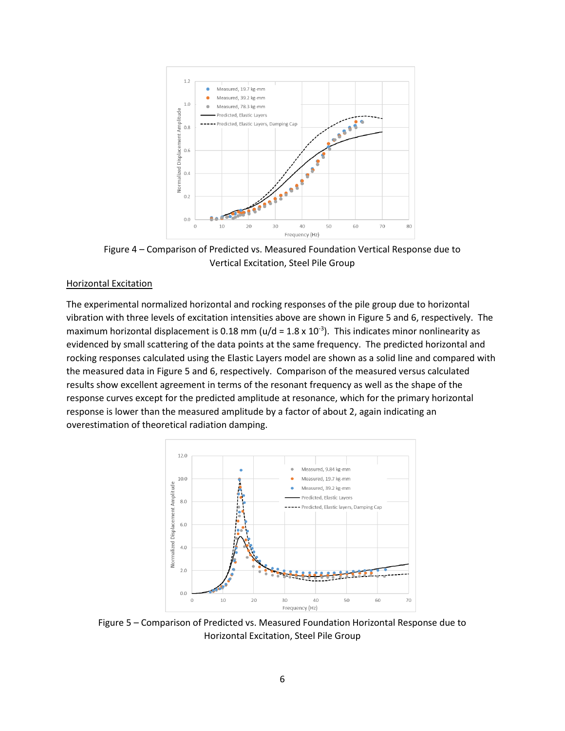Figure 4 – Comparison of Predicted vs. Measured Foundation Vertical Response due to Vertical Excitation, Steel Pile Group

Horizontal Excitation

The experimental normalized horizontal and rocking responses of the pile group due to horizontal vibration with three levels of excitation intensities above are shown in Figure 5 and 6, respectively. The maximum horizontal displacement is 0.18 mm ($u/d = 1.8 \times 10^{-3}$). This indicates minor nonlinearity as evidenced by small scattering of the data points at the same frequency. The predicted horizontal and rocking responses calculated using the Elastic Layers model are shown as a solid line and compared with the measured data in Figure 5 and 6, respectively. Comparison of the measured versus calculated results show excellent agreement in terms of the resonant frequency as well as the shape of the response curves except for the predicted amplitude at resonance, which for the primary horizontal response is lower than the measured amplitude by a factor of about 2, again indicating an overestimation of theoretical radiation damping.

Figure 5 – Comparison of Predicted vs. Measured Foundation Horizontal Response due to Horizontal Excitation, Steel Pile Group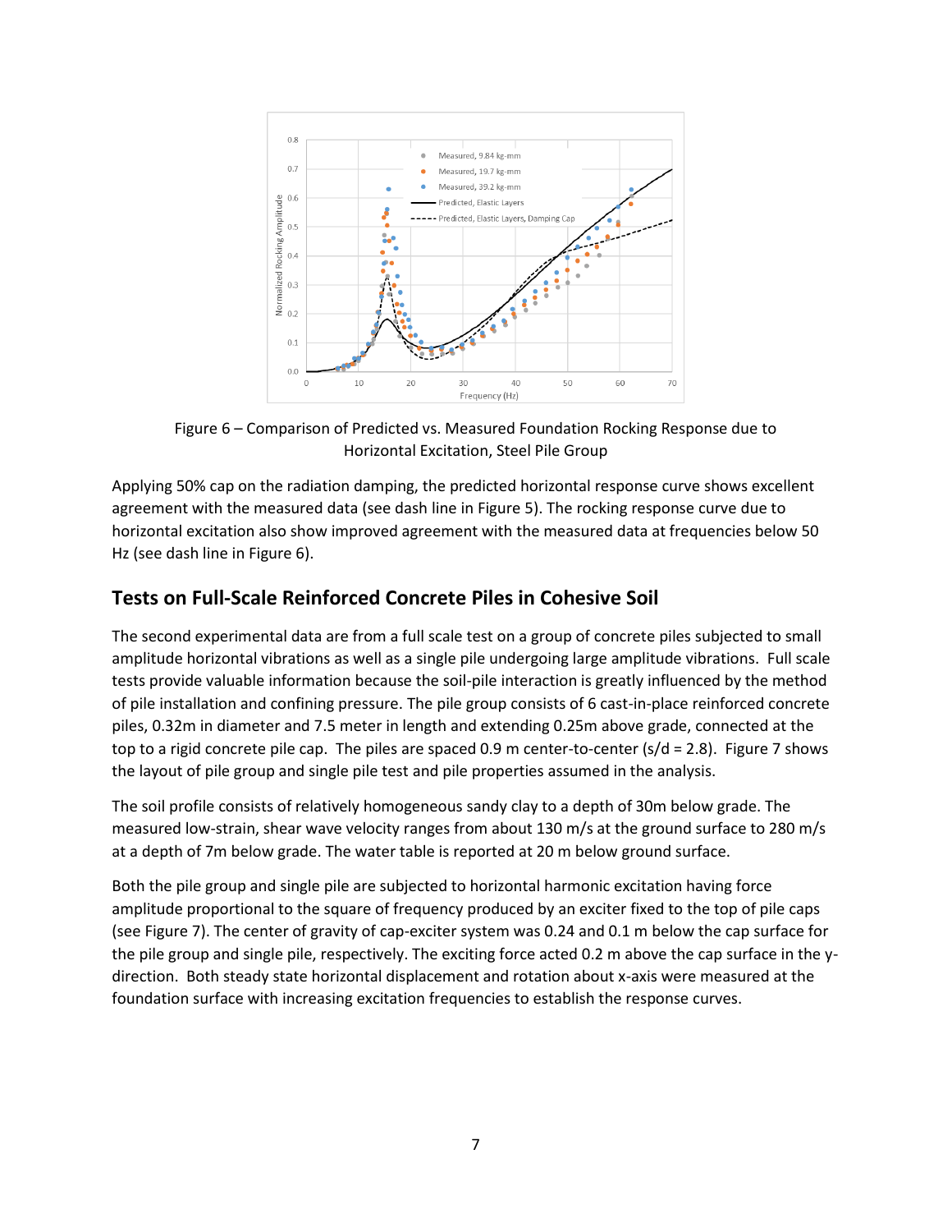Figure 6 – Comparison of Predicted vs. Measured Foundation Rocking Response due to Horizontal Excitation, Steel Pile Group

Applying 50% cap on the radiation damping, the predicted horizontal response curve shows excellent agreement with the measured data (see dash line in Figure 5). The rocking response curve due to horizontal excitation also show improved agreement with the measured data at frequencies below 50 Hz (see dash line in Figure 6).

## Tests on Full-Scale Reinforced Concrete Piles in Cohesive Soil

The second experimental data are from a full scale test on a group of concrete piles subjected to small amplitude horizontal vibrations as well as a single pile undergoing large amplitude vibrations. Full scale tests provide valuable information because the soil-pile interaction is greatly influenced by the method of pile installation and confining pressure. The pile group consists of 6 cast-in-place reinforced concrete piles, 0.32m in diameter and 7.5 meter in length and extending 0.25m above grade, connected at the top to a rigid concrete pile cap. The piles are spaced 0.9 m center-to-center (s/d = 2.8). Figure 7 shows the layout of pile group and single pile test and pile properties assumed in the analysis.

The soil profile consists of relatively homogeneous sandy clay to a depth of 30m below grade. The measured low-strain, shear wave velocity ranges from about 130 m/s at the ground surface to 280 m/s at a depth of 7m below grade. The water table is reported at 20 m below ground surface.

Both the pile group and single pile are subjected to horizontal harmonic excitation having force amplitude proportional to the square of frequency produced by an exciter fixed to the top of pile caps (see Figure 7). The center of gravity of cap-exciter system was 0.24 and 0.1 m below the cap surface for the pile group and single pile, respectively. The exciting force acted 0.2 m above the cap surface in the y-direction. Both steady state horizontal displacement and rotation about x-axis were measured at the foundation surface with increasing excitation frequencies to establish the response curves.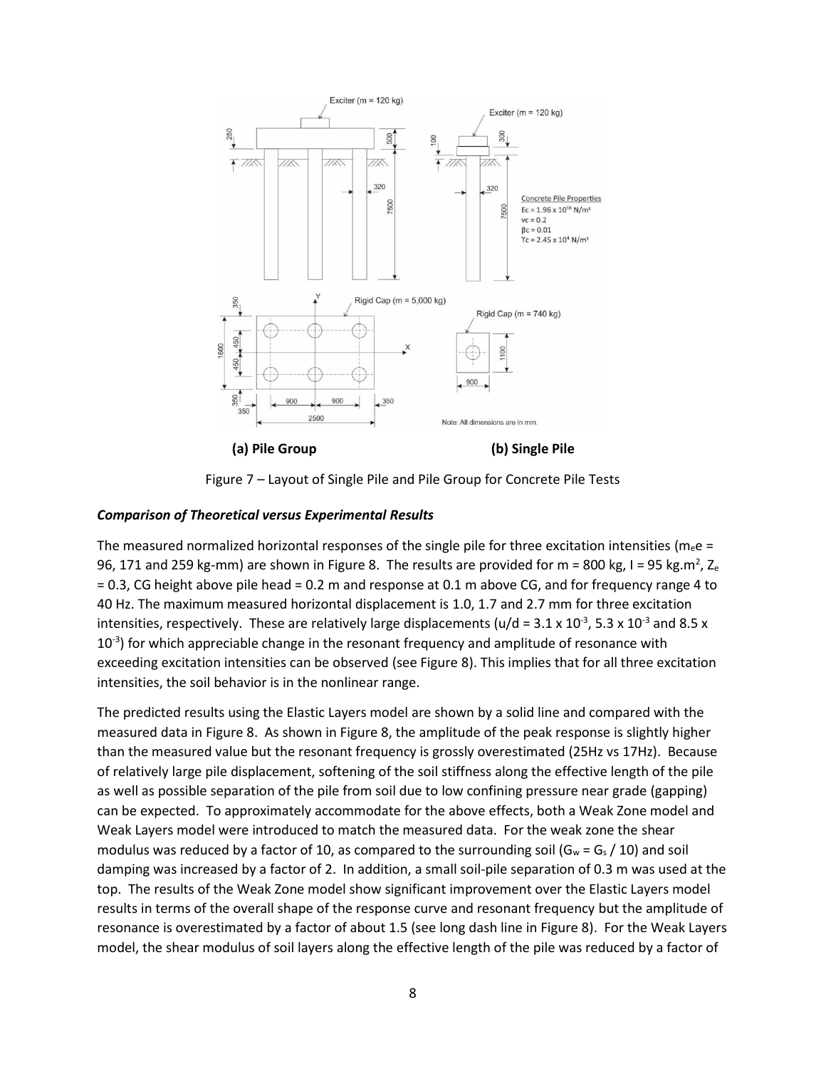**(a) Pile Group** **(b) Single Pile**

Figure 7 – Layout of Single Pile and Pile Group for Concrete Pile Tests

### *Comparison of Theoretical versus Experimental Results*

The measured normalized horizontal responses of the single pile for three excitation intensities ($m_e e$ = 96, 171 and 259 kg-mm) are shown in Figure 8. The results are provided for m = 800 kg, I = 95 kg.m$^2$, $Z_e$ = 0.3, CG height above pile head = 0.2 m and response at 0.1 m above CG, and for frequency range 4 to 40 Hz. The maximum measured horizontal displacement is 1.0, 1.7 and 2.7 mm for three excitation intensities, respectively. These are relatively large displacements (u/d = $3.1 \times 10^{-3}$, $5.3 \times 10^{-3}$ and $8.5 \times 10^{-3}$) for which appreciable change in the resonant frequency and amplitude of resonance with exceeding excitation intensities can be observed (see Figure 8). This implies that for all three excitation intensities, the soil behavior is in the nonlinear range.

The predicted results using the Elastic Layers model are shown by a solid line and compared with the measured data in Figure 8. As shown in Figure 8, the amplitude of the peak response is slightly higher than the measured value but the resonant frequency is grossly overestimated (25Hz vs 17Hz). Because of relatively large pile displacement, softening of the soil stiffness along the effective length of the pile as well as possible separation of the pile from soil due to low confining pressure near grade (gapping) can be expected. To approximately accommodate for the above effects, both a Weak Zone model and Weak Layers model were introduced to match the measured data. For the weak zone the shear modulus was reduced by a factor of 10, as compared to the surrounding soil ($G_w = G_s / 10$) and soil damping was increased by a factor of 2. In addition, a small soil-pile separation of 0.3 m was used at the top. The results of the Weak Zone model show significant improvement over the Elastic Layers model results in terms of the overall shape of the response curve and resonant frequency but the amplitude of resonance is overestimated by a factor of about 1.5 (see long dash line in Figure 8). For the Weak Layers model, the shear modulus of soil layers along the effective length of the pile was reduced by a factor of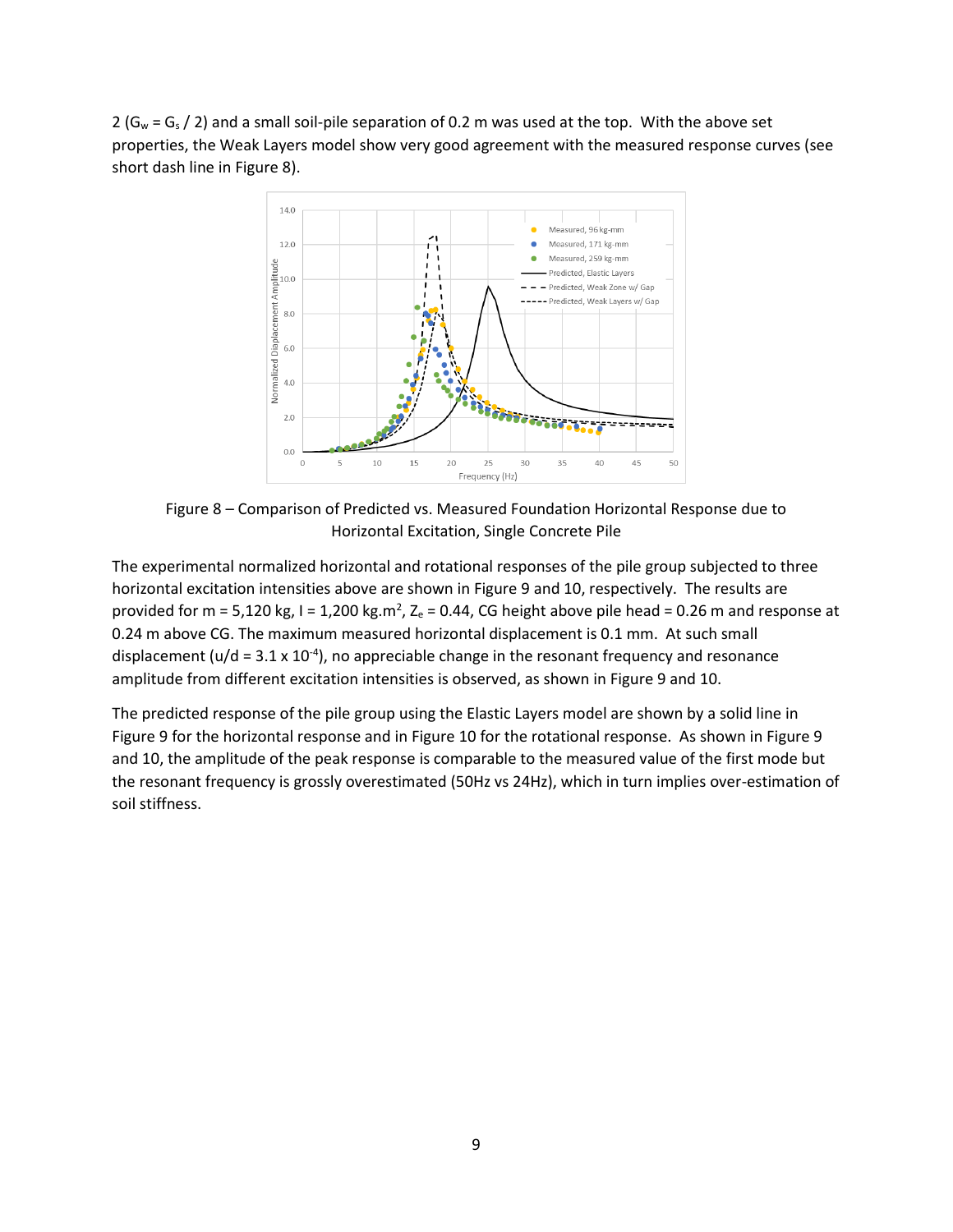2 ($G_w = G_s / 2$) and a small soil-pile separation of 0.2 m was used at the top. With the above set properties, the Weak Layers model show very good agreement with the measured response curves (see short dash line in Figure 8).

Figure 8 – Comparison of Predicted vs. Measured Foundation Horizontal Response due to Horizontal Excitation, Single Concrete Pile

The experimental normalized horizontal and rotational responses of the pile group subjected to three horizontal excitation intensities above are shown in Figure 9 and 10, respectively. The results are provided for m = 5,120 kg, I = 1,200 kg.m$^2$, $Z_e$ = 0.44, CG height above pile head = 0.26 m and response at 0.24 m above CG. The maximum measured horizontal displacement is 0.1 mm. At such small displacement ($u/d = 3.1 \times 10^{-4}$), no appreciable change in the resonant frequency and resonance amplitude from different excitation intensities is observed, as shown in Figure 9 and 10.

The predicted response of the pile group using the Elastic Layers model are shown by a solid line in Figure 9 for the horizontal response and in Figure 10 for the rotational response. As shown in Figure 9 and 10, the amplitude of the peak response is comparable to the measured value of the first mode but the resonant frequency is grossly overestimated (50Hz vs 24Hz), which in turn implies over-estimation of soil stiffness.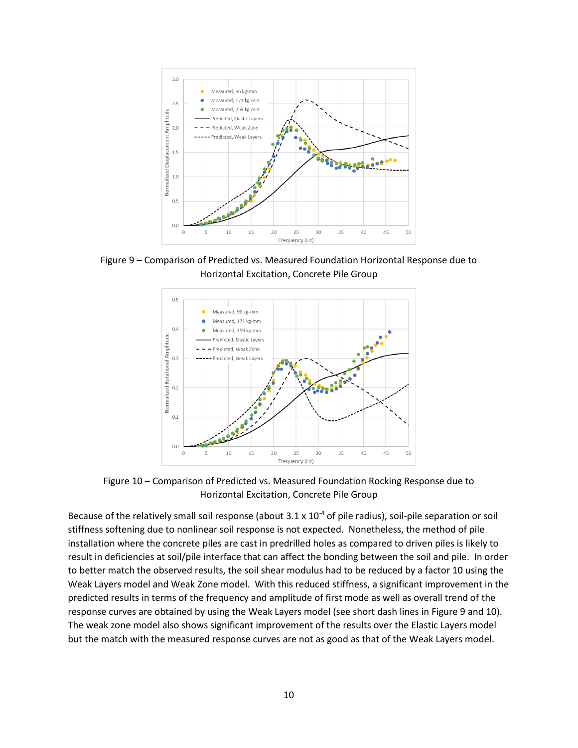Figure 9 – Comparison of Predicted vs. Measured Foundation Horizontal Response due to Horizontal Excitation, Concrete Pile Group

Figure 10 – Comparison of Predicted vs. Measured Foundation Rocking Response due to Horizontal Excitation, Concrete Pile Group

Because of the relatively small soil response (about $3.1 \times 10^{-4}$ of pile radius), soil-pile separation or soil stiffness softening due to nonlinear soil response is not expected. Nonetheless, the method of pile installation where the concrete piles are cast in predrilled holes as compared to driven piles is likely to result in deficiencies at soil/pile interface that can affect the bonding between the soil and pile. In order to better match the observed results, the soil shear modulus had to be reduced by a factor 10 using the Weak Layers model and Weak Zone model. With this reduced stiffness, a significant improvement in the predicted results in terms of the frequency and amplitude of first mode as well as overall trend of the response curves are obtained by using the Weak Layers model (see short dash lines in Figure 9 and 10). The weak zone model also shows significant improvement of the results over the Elastic Layers model but the match with the measured response curves are not as good as that of the Weak Layers model.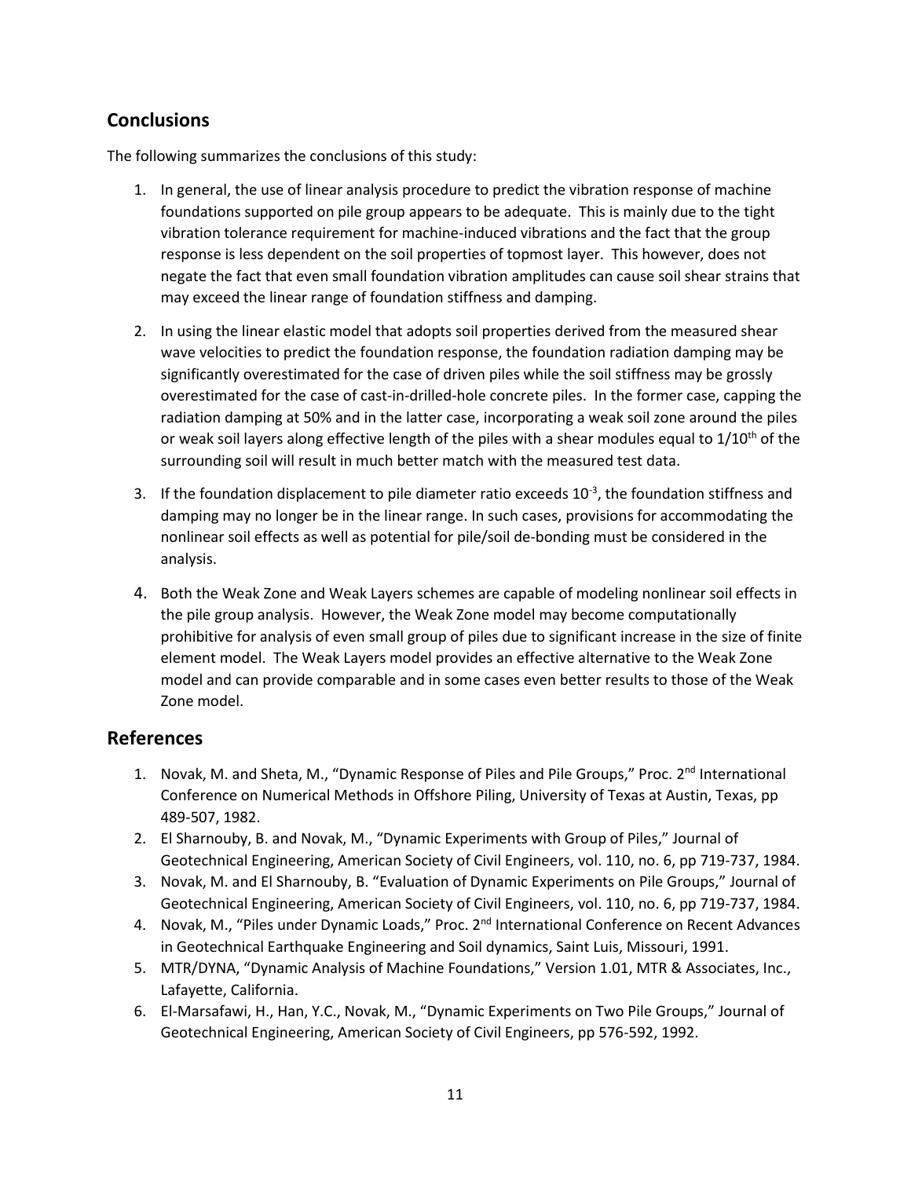## Conclusions

The following summarizes the conclusions of this study:

1. In general, the use of linear analysis procedure to predict the vibration response of machine foundations supported on pile group appears to be adequate. This is mainly due to the tight vibration tolerance requirement for machine-induced vibrations and the fact that the group response is less dependent on the soil properties of topmost layer. This however, does not negate the fact that even small foundation vibration amplitudes can cause soil shear strains that may exceed the linear range of foundation stiffness and damping.

2. In using the linear elastic model that adopts soil properties derived from the measured shear wave velocities to predict the foundation response, the foundation radiation damping may be significantly overestimated for the case of driven piles while the soil stiffness may be grossly overestimated for the case of cast-in-drilled-hole concrete piles. In the former case, capping the radiation damping at 50% and in the latter case, incorporating a weak soil zone around the piles or weak soil layers along effective length of the piles with a shear modules equal to $1/10^{th}$ of the surrounding soil will result in much better match with the measured test data.

3. If the foundation displacement to pile diameter ratio exceeds $10^{-3}$, the foundation stiffness and damping may no longer be in the linear range. In such cases, provisions for accommodating the nonlinear soil effects as well as potential for pile/soil de-bonding must be considered in the analysis.

4. Both the Weak Zone and Weak Layers schemes are capable of modeling nonlinear soil effects in the pile group analysis. However, the Weak Zone model may become computationally prohibitive for analysis of even small group of piles due to significant increase in the size of finite element model. The Weak Layers model provides an effective alternative to the Weak Zone model and can provide comparable and in some cases even better results to those of the Weak Zone model.

## References

1. Novak, M. and Sheta, M., "Dynamic Response of Piles and Pile Groups," Proc. 2nd International Conference on Numerical Methods in Offshore Piling, University of Texas at Austin, Texas, pp 489-507, 1982.
2. El Sharnouby, B. and Novak, M., "Dynamic Experiments with Group of Piles," Journal of Geotechnical Engineering, American Society of Civil Engineers, vol. 110, no. 6, pp 719-737, 1984.
3. Novak, M. and El Sharnouby, B. "Evaluation of Dynamic Experiments on Pile Groups," Journal of Geotechnical Engineering, American Society of Civil Engineers, vol. 110, no. 6, pp 719-737, 1984.
4. Novak, M., "Piles under Dynamic Loads," Proc. 2nd International Conference on Recent Advances in Geotechnical Earthquake Engineering and Soil dynamics, Saint Luis, Missouri, 1991.
5. MTR/DYNA, "Dynamic Analysis of Machine Foundations," Version 1.01, MTR & Associates, Inc., Lafayette, California.
6. El-Marsafawi, H., Han, Y.C., Novak, M., "Dynamic Experiments on Two Pile Groups," Journal of Geotechnical Engineering, American Society of Civil Engineers, pp 576-592, 1992.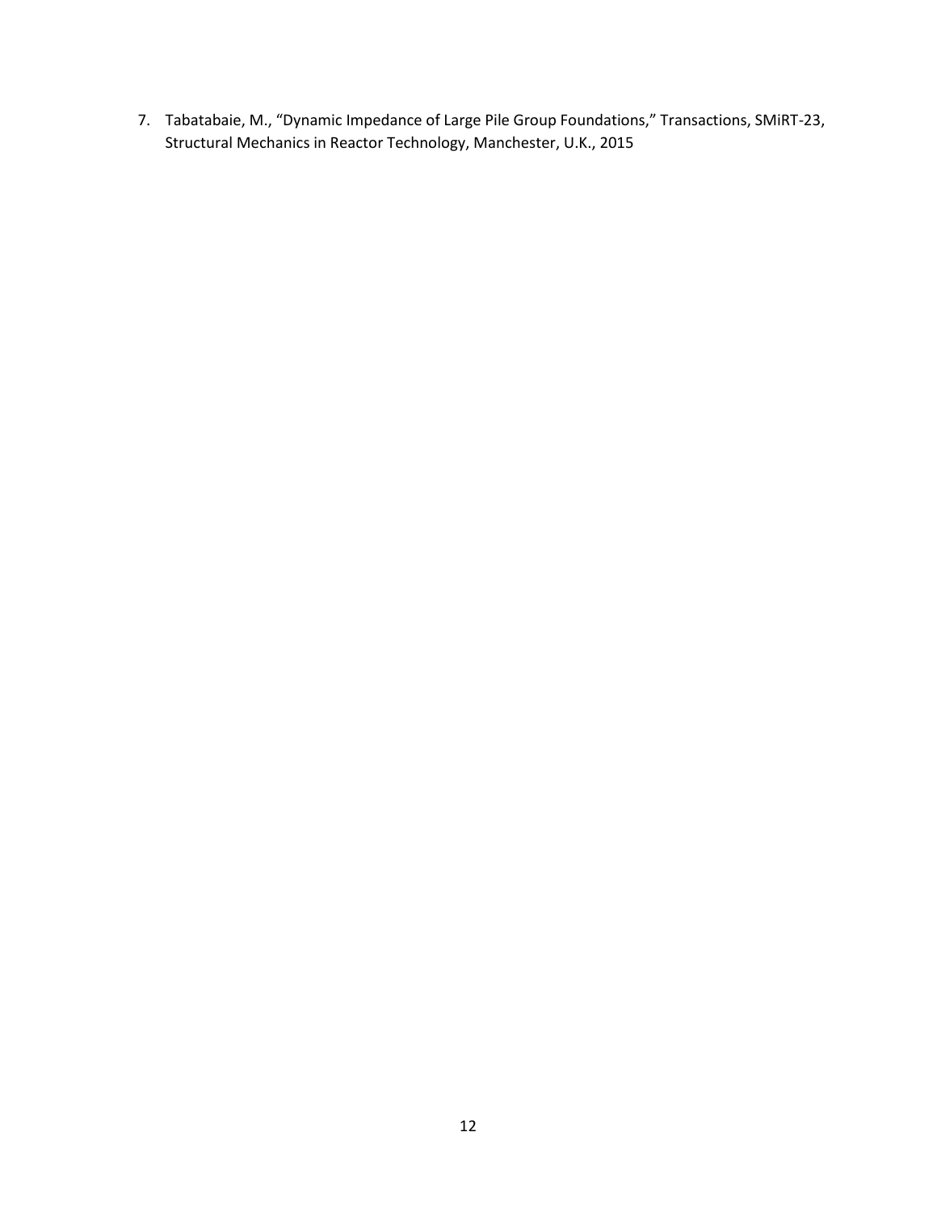7. Tabatabaie, M., "Dynamic Impedance of Large Pile Group Foundations," Transactions, SMiRT-23, Structural Mechanics in Reactor Technology, Manchester, U.K., 2015